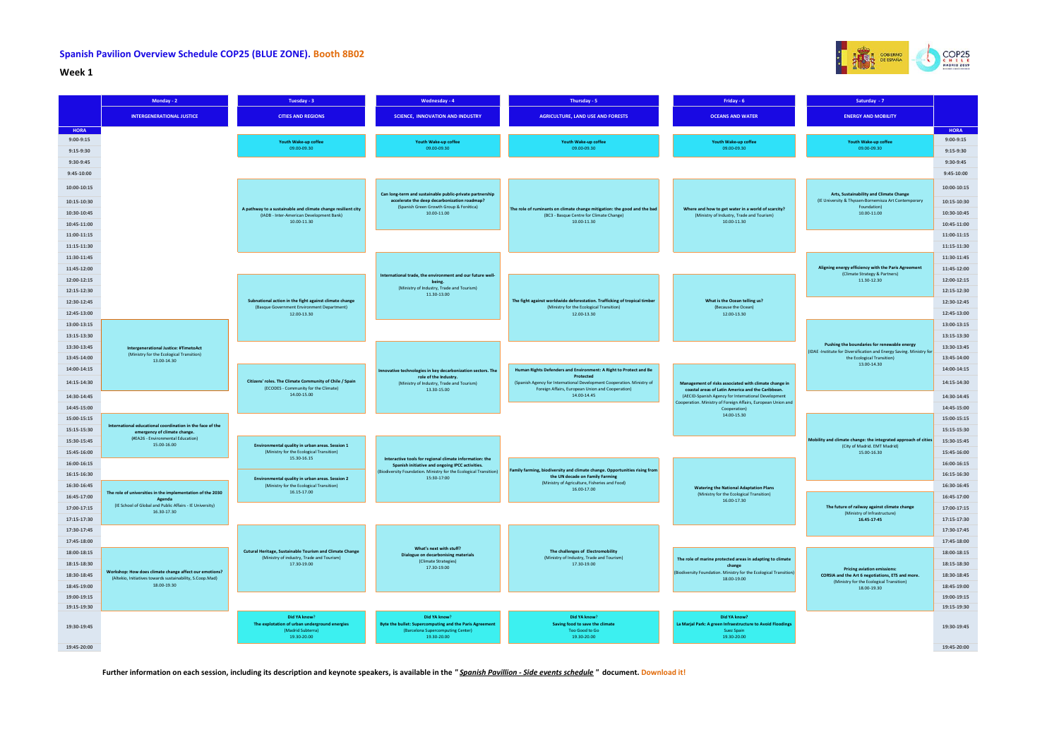# Spanish Pavilion Overview Schedule COP25 (BLUE ZONE). Booth 8B02

## Week 1

| HORA | Monday - 2 | Tuesday - 3 | Wednesday - 4 | Thursday - 5 | Friday - 6 | Saturday - 7 |
|---|---|---|---|---|---|---|
| | **INTERGENERATIONAL JUSTICE** | **CITIES AND REGIONS** | **SCIENCE, INNOVATION AND INDUSTRY** | **AGRICULTURE, LAND USE AND FORESTS** | **OCEANS AND WATER** | **ENERGY AND MOBILITY** |
| 9:00-9:30 | | **Youth Wake-up coffee** 09.00-09.30 | **Youth Wake-up coffee** 09.00-09.30 | **Youth Wake-up coffee** 09.00-09.30 | **Youth Wake-up coffee** 09.00-09.30 | **Youth Wake-up coffee** 09.00-09.30 |
| 10:00-11:30 | | **A pathway to a sustainable and climate change resilient city** (IADB - Inter-American Development Bank) 10.00-11.30 | **Can long-term and sustainable public-private partnership accelerate the deep decarbonization roadmap?** (Spanish Green Growth Group & Forética) 10.00-11.00 | **The role of ruminants on climate change mitigation: the good and the bad** (BC3 - Basque Centre for Climate Change) 10.00-11.30 | **Where and how to get water in a world of scarcity?** (Ministry of Industry, Trade and Tourism) 10.00-11.30 | **Arts, Sustainability and Climate Change** (IE University & Thyssen-Bornemisza Art Contemporary Foundation) 10.00-11.00 |
| 11:30-13:30 | | **Subnational action in the fight against climate change** (Basque Government Environment Department) 12.00-13.30 | **International trade, the environment and our future well-being.** (Ministry of Industry, Trade and Tourism) 11.30-13.00 | **The fight against worldwide deforestation. Trafficking of tropical timber** (Ministry for the Ecological Transition) 12.00-13.30 | **What is the Ocean telling us?** (Because the Ocean) 12.00-13.30 | **Aligning energy efficiency with the Paris Agreement** (Climate Strategy & Partners) 11.30-12.30 |
| 13:00-15:30 | **Intergenerational Justice: #TimetoAct** (Ministry for the Ecological Transition) 13.00-14.30 | **Citizens' roles. The Climate Community of Chile / Spain** (ECODES - Community for the Climate) 14.00-15.00 | **Innovative technologies in key decarbonization sectors. The role of the Industry.** (Ministry of Industry, Trade and Tourism) 13.30-15.00 | **Human Rights Defenders and Environment: A Right to Protect and Be Protected** (Spanish Agency for International Development Cooperation. Ministry of Foreign Affairs, European Union and Cooperation) 14.00-14.45 | **Management of risks associated with climate change in coastal areas of Latin America and the Caribbean.** (AECID-Spanish Agency for International Development Cooperation. Ministry of Foreign Affairs, European Union and Cooperation) 14.00-15.30 | **Pushing the boundaries for renewable energy** (IDAE -Institute for Diversification and Energy Saving. Ministry for the Ecological Transition) 13.00-14.30 |
| 15:00-16:30 | **International educational coordination in the face of the emergency of climate change.** (#EA26 - Environmental Education) 15.00-16.00 | **Environmental quality in urban areas. Session 1** (Ministry for the Ecological Transition) 15.30-16.15 | **Interactive tools for regional climate information: the Spanish initiative and ongoing IPCC activities.** (Biodiversity Foundation. Ministry for the Ecological Transition) 15.30-17:00 | **Family farming, biodiversity and climate change. Opportunities rising from the UN decade on Family Farming** (Ministry of Agriculture, Fisheries and Food) 16.00-17.00 | **Watering the National Adaptation Plans** (Ministry for the Ecological Transition) 16.00-17.30 | **Mobility and climate change: the integrated approach of cities** (City of Madrid. EMT Madrid) 15.00-16.30 |
| 16:15-17:45 | **The role of universities in the implementation of the 2030 Agenda** (IE School of Global and Public Affairs - IE University) 16.30-17.30 | **Environmental quality in urban areas. Session 2** (Ministry for the Ecological Transition) 16.15-17.00 | | | | **The future of railway against climate change** (Ministry of Infrastructure) **16.45-17.45** |
| 17:30-19:30 | **Workshop: How does climate change affect our emotions?** (Altekio, Initiatives towards sustainability, S.Coop.Mad) 18.00-19.30 | **Cutural Heritage, Sustainable Tourism and Climate Change** (Ministry of industry, Trade and Tourism) 17.30-19.00 | **What's next with stuff? Dialogue on decarbonising materials** (Climate Strategies) 17.30-19.00 | **The challenges of Electromobility** (Ministry of Industry, Trade and Tourism) 17.30-19.00 | **The role of marine protected areas in adapting to climate change** (Biodiversity Foundation. Ministry for the Ecological Transition) 18.00-19.00 | **Pricing aviation emissions: CORSIA and the Art 6 negotiations, ETS and more.** (Ministry for the Ecological Transition) 18.00-19.30 |
| 19:30-20:00 | | **Did YA know?** The explotation of urban underground energies (Madrid Subterra) 19.30-20.00 | **Did YA know?** Byte the bullet: Supercomputing and the Paris Agreement (Barcelona Supercomputing Center) 19.30-20.00 | **Did YA know?** Saving food to save the climate (Too Good to Go) 19.30-20.00 | **Did YA know?** La Marjal Park: A green Infrastructure to Avoid Floodings (Suez Spain) 19.30-20.00 | |

**Further information on each session, including its description and keynote speakers, is available in the "*Spanish Pavillion - Side events schedule*" document. Download it!**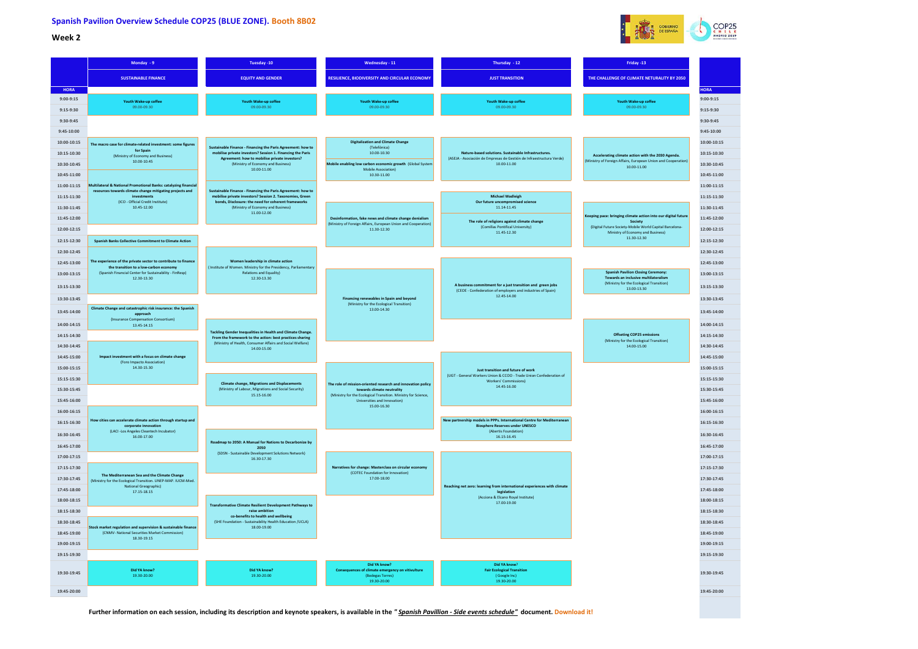# Spanish Pavilion Overview Schedule COP25 (BLUE ZONE). Booth 8B02

## Week 2

| HORA | Monday - 9<br>SUSTAINABLE FINANCE | Tuesday -10<br>EQUITY AND GENDER | Wednesday - 11<br>RESILIENCE, BIODIVERSITY AND CIRCULAR ECONOMY | Thursday - 12<br>JUST TRANSITION | Friday -13<br>THE CHALLENGE OF CLIMATE NETURALITY BY 2050 |
|---|---|---|---|---|---|
| 9:00-9:15<br>9:15-9:30 | **Youth Wake-up coffee**<br>09.00-09.30 | **Youth Wake-up coffee**<br>09.00-09.30 | **Youth Wake-up coffee**<br>09.00-09.30 | **Youth Wake-up coffee**<br>09.00-09.30 | **Youth Wake-up coffee**<br>09.00-09.30 |
| 10:00-10:15 | **The macro case for climate-related investment: some figures for Spain**<br>(Ministry of Economy and Business)<br>10.00-10.45 | **Sustainable Finance - Financing the Paris Agreement: how to mobilise private investors? Session 1. Financing the Paris Agreement: how to mobilise private investors?**<br>(Ministry of Economy and Business)<br>10.00-11.00 | **Digitalization and Climate Change**<br>(Telefónica)<br>10.00-10.30 | **Nature-based solutions. Sustainable Infrastructures.**<br>(ASEJA - Asociación de Empresas de Gestión de Infraestructura Verde)<br>10.00-11.00 | **Accelerating climate action with the 2030 Agenda.**<br>(Ministry of Foreign Affairs, European Union and Cooperation)<br>10.00-11.00 |
| 10:30-10:45 | | | **Mobile enabling low carbon economic growth** (Global System Mobile Association)<br>10.30-11.00 | | |
| 10:45-11:00 | **Multilateral & National Promotional Banks: catalyzing financial resources towards climate change mitigating projects and investments**<br>(ICO - Official Credit Institute)<br>10.45-12.00 | | | | |
| 11:00-11:15 | | **Sustainable Finance - Financing the Paris Agreement: how to mobilise private investors? Session 2. Taxonomies, Green bonds, Disclosure: the need for coherent frameworks**<br>(Ministry of Economy and Business)<br>11.00-12.00 | | | |
| 11:15-11:30 | | | | **Michael Wadleigh**<br>**Our future uncompromised science**<br>11.14-11.45 | |
| 11:30-11:45 | | | **Desinformation, fake news and climate change denialism**<br>(Ministry of Foreign Affairs, European Union and Cooperation)<br>11.30-12.30 | | **Keeping pace: bringing climate action into our digital future Society**<br>(Digital Future Society-Mobile World Capital Barcelona-Ministry of Economy and Business)<br>11.30-12.30 |
| 11:45-12:00 | | | | **The role of religions against climate change**<br>(Comillas Pontifical University)<br>11.45-12.30 | |
| 12:15-12:30 | **Spanish Banks Collective Commitment to Climate Action** | | | | |
| 12:30-12:45 | **The experience of the private sector to contribute to finance the transition to a low-carbon economy**<br>(Spanish Financial Center for Sustainability - FinResp)<br>12.30-13.30 | **Women leadership in climate action**<br>( Institute of Women. Ministry for the Presidency, Parliamentary Relations and Equality)<br>12.30-13.30 | | | |
| 12:45-13:00 | | | **Financing renewables in Spain and beyond**<br>(Ministry for the Ecological Transition)<br>13.00-14.30 | **A business commitment for a just transition and green jobs**<br>(CEOE - Confederation of employers and industries of Spain)<br>12.45-14.00 | **Spanish Pavilion Closing Ceremony: Towards an inclusive multilateralism**<br>(Ministry for the Ecological Transition)<br>13.00-13.30 |
| 13:45-14:00 | **Climate Change and catastrophic risk insurance: the Spanish approach**<br>(Insurance Compensation Consortium)<br>13.45-14.15 | | | | |
| 14:00-14:15 | | **Tackling Gender Inequalities in Health and Climate Change. From the framework to the action: best practices sharing**<br>(Ministry of Health, Consumer Affairs and Social Welfare)<br>14.00-15.00 | | | **Offseting COP25 emissions**<br>(Ministry for the Ecological Transition)<br>14.00-15.00 |
| 14:30-14:45 | **Impact investment with a focus on climate change**<br>(Foro Impacto Association)<br>14.30-15.30 | | | | |
| 14:45-15:00 | | | | **Just transition and future of work**<br>(UGT - General Workers Union & CCOO - Trade Union Confederation of Workers' Commissions)<br>14.45-16.00 | |
| 15:00-15:15 | | | **The role of mission-oriented research and innovation policy towards climate neutrality**<br>(Ministry for the Ecological Transition. Ministry for Science, Universities and Innovation)<br>15.00-16.30 | | |
| 15:15-15:30 | | **Climate change, Migrations and Displacements**<br>(Ministry of Labour, Migrations and Social Security)<br>15.15-16.00 | | | |
| 16:00-16:15 | **How cities can accelerate climate action through startup and corporate innovation**<br>(LACI -Los Angeles Cleantech Incubator)<br>16.00-17.00 | | | | |
| 16:15-16:30 | | | | **New partnership models in PPPs. International Centre for Mediterranean Biosphere Reserves under UNESCO**<br>(Abertis Foundation)<br>16.15-16.45 | |
| 16:30-16:45 | | **Roadmap to 2050: A Manual for Nations to Decarbonize by 2050**<br>(SDSN - Sustainable Development Solutions Network)<br>16.30-17.30 | | | |
| 17:00-17:15 | | | **Narratives for change: Masterclass on circular economy**<br>(COTEC Foundation for Innovation)<br>17.00-18.00 | **Reaching net zero: learning from international experiences with climate legislation**<br>(Acciona & Elcano Royal Institute)<br>17.00-19.00 | |
| 17:15-17:30 | **The Mediterranean Sea and the Climate Change**<br>(Ministry for the Ecological Transition. UNEP-MAP. IUCM-Med. National Greographic)<br>17.15-18.15 | | | | |
| 18:00-18:15 | | **Transformative Climate Resilient Development Pathways to raise ambition**<br>**co-benefits to health and wellbeing**<br>(SHE Foundation - Sustainability Health Education /UCLA)<br>18.00-19.00 | | | |
| 18:30-18:45 | **Stock market regulation and supervision & sustainable finance**<br>(CNMV- National Securities Market Commission)<br>18.30-19.15 | | | | |
| 19:30-19:45 | **Did YA know?**<br>19.30-20.00 | **Did YA know?**<br>19.30-20.00 | **Did YA know?**<br>**Consequences of climate emergency on vitivulture**<br>(Bodegas Torres)<br>19.30-20.00 | **Did YA know?**<br>**Fair Ecological Transition**<br>( Google Inc)<br>19.30-20.00 | |

**Further information on each session, including its description and keynote speakers, is available in the "*Spanish Pavillion - Side events schedule*" document. Download it!**